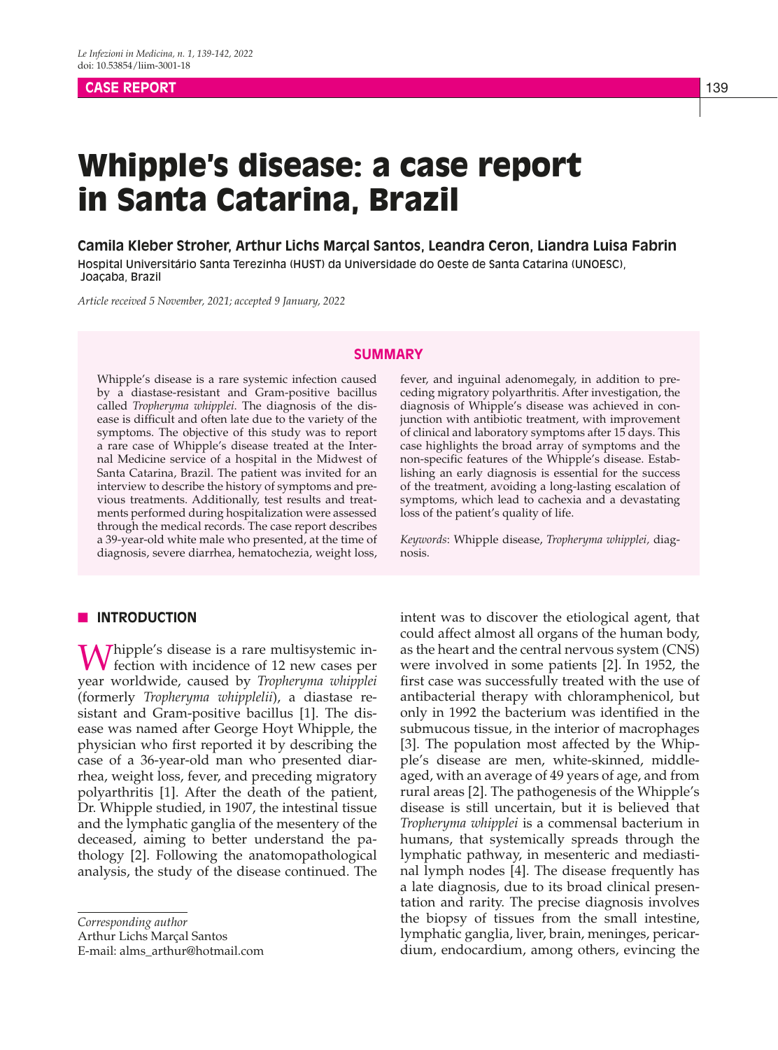CASE REPORT

# Whipple's disease: a case report in Santa Catarina, Brazil

**Camila Kleber Stroher, Arthur Lichs Marçal Santos, Leandra Ceron, Liandra Luisa Fabrin**

Hospital Universitário Santa Terezinha (HUST) da Universidade do Oeste de Santa Catarina (UNOESC), Joaçaba, Brazil

*Article received 5 November, 2021; accepted 9 January, 2022*

## SUMMARY

Whipple's disease is a rare systemic infection caused by a diastase-resistant and Gram-positive bacillus called *Tropheryma whipplei*. The diagnosis of the disease is difficult and often late due to the variety of the symptoms. The objective of this study was to report a rare case of Whipple's disease treated at the Internal Medicine service of a hospital in the Midwest of Santa Catarina, Brazil. The patient was invited for an interview to describe the history of symptoms and previous treatments. Additionally, test results and treatments performed during hospitalization were assessed through the medical records. The case report describes a 39-year-old white male who presented, at the time of diagnosis, severe diarrhea, hematochezia, weight loss, fever, and inguinal adenomegaly, in addition to preceding migratory polyarthritis. After investigation, the diagnosis of Whipple's disease was achieved in conjunction with antibiotic treatment, with improvement of clinical and laboratory symptoms after 15 days. This case highlights the broad array of symptoms and the non-specific features of the Whipple's disease. Establishing an early diagnosis is essential for the success of the treatment, avoiding a long-lasting escalation of symptoms, which lead to cachexia and a devastating loss of the patient's quality of life.

*Keywords*: Whipple disease, *Tropheryma whipplei*, diagnosis.

## INTRODUCTION

Whipple's disease is a rare multisystemic infection with incidence of 12 new cases per year worldwide, caused by *Tropheryma whipplei* (formerly *Tropheryma whipplelii*), a diastase resistant and Gram-positive bacillus [1]. The disease was named after George Hoyt Whipple, the physician who first reported it by describing the case of a 36-year-old man who presented diarrhea, weight loss, fever, and preceding migratory polyarthritis [1]. After the death of the patient, Dr. Whipple studied, in 1907, the intestinal tissue and the lymphatic ganglia of the mesentery of the deceased, aiming to better understand the pathology [2]. Following the anatomopathological analysis, the study of the disease continued. The intent was to discover the etiological agent, that could affect almost all organs of the human body, as the heart and the central nervous system (CNS) were involved in some patients [2]. In 1952, the first case was successfully treated with the use of antibacterial therapy with chloramphenicol, but only in 1992 the bacterium was identified in the submucous tissue, in the interior of macrophages [3]. The population most affected by the Whipple's disease are men, white-skinned, middle-aged, with an average of 49 years of age, and from rural areas [2]. The pathogenesis of the Whipple's disease is still uncertain, but it is believed that *Tropheryma whipplei* is a commensal bacterium in humans, that systemically spreads through the lymphatic pathway, in mesenteric and mediastinal lymph nodes [4]. The disease frequently has a late diagnosis, due to its broad clinical presentation and rarity. The precise diagnosis involves the biopsy of tissues from the small intestine, lymphatic ganglia, liver, brain, meninges, pericardium, endocardium, among others, evincing the

*Corresponding author*
Arthur Lichs Marçal Santos
E-mail: alms_arthur@hotmail.com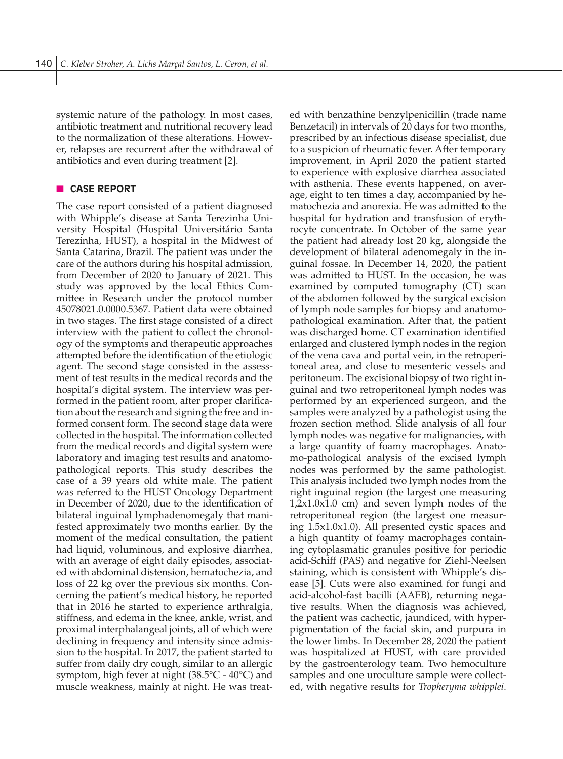systemic nature of the pathology. In most cases, antibiotic treatment and nutritional recovery lead to the normalization of these alterations. However, relapses are recurrent after the withdrawal of antibiotics and even during treatment [2].

## CASE REPORT

The case report consisted of a patient diagnosed with Whipple's disease at Santa Terezinha University Hospital (Hospital Universitário Santa Terezinha, HUST), a hospital in the Midwest of Santa Catarina, Brazil. The patient was under the care of the authors during his hospital admission, from December of 2020 to January of 2021. This study was approved by the local Ethics Committee in Research under the protocol number 45078021.0.0000.5367. Patient data were obtained in two stages. The first stage consisted of a direct interview with the patient to collect the chronology of the symptoms and therapeutic approaches attempted before the identification of the etiologic agent. The second stage consisted in the assessment of test results in the medical records and the hospital's digital system. The interview was performed in the patient room, after proper clarification about the research and signing the free and informed consent form. The second stage data were collected in the hospital. The information collected from the medical records and digital system were laboratory and imaging test results and anatomopathological reports. This study describes the case of a 39 years old white male. The patient was referred to the HUST Oncology Department in December of 2020, due to the identification of bilateral inguinal lymphadenomegaly that manifested approximately two months earlier. By the moment of the medical consultation, the patient had liquid, voluminous, and explosive diarrhea, with an average of eight daily episodes, associated with abdominal distension, hematochezia, and loss of 22 kg over the previous six months. Concerning the patient's medical history, he reported that in 2016 he started to experience arthralgia, stiffness, and edema in the knee, ankle, wrist, and proximal interphalangeal joints, all of which were declining in frequency and intensity since admission to the hospital. In 2017, the patient started to suffer from daily dry cough, similar to an allergic symptom, high fever at night (38.5°C - 40°C) and muscle weakness, mainly at night. He was treated with benzathine benzylpenicillin (trade name Benzetacil) in intervals of 20 days for two months, prescribed by an infectious disease specialist, due to a suspicion of rheumatic fever. After temporary improvement, in April 2020 the patient started to experience with explosive diarrhea associated with asthenia. These events happened, on average, eight to ten times a day, accompanied by hematochezia and anorexia. He was admitted to the hospital for hydration and transfusion of erythrocyte concentrate. In October of the same year the patient had already lost 20 kg, alongside the development of bilateral adenomegaly in the inguinal fossae. In December 14, 2020, the patient was admitted to HUST. In the occasion, he was examined by computed tomography (CT) scan of the abdomen followed by the surgical excision of lymph node samples for biopsy and anatomopathological examination. After that, the patient was discharged home. CT examination identified enlarged and clustered lymph nodes in the region of the vena cava and portal vein, in the retroperitoneal area, and close to mesenteric vessels and peritoneum. The excisional biopsy of two right inguinal and two retroperitoneal lymph nodes was performed by an experienced surgeon, and the samples were analyzed by a pathologist using the frozen section method. Slide analysis of all four lymph nodes was negative for malignancies, with a large quantity of foamy macrophages. Anatomo-pathological analysis of the excised lymph nodes was performed by the same pathologist. This analysis included two lymph nodes from the right inguinal region (the largest one measuring 1,2x1.0x1.0 cm) and seven lymph nodes of the retroperitoneal region (the largest one measuring 1.5x1.0x1.0). All presented cystic spaces and a high quantity of foamy macrophages containing cytoplasmatic granules positive for periodic acid-Schiff (PAS) and negative for Ziehl-Neelsen staining, which is consistent with Whipple's disease [5]. Cuts were also examined for fungi and acid-alcohol-fast bacilli (AAFB), returning negative results. When the diagnosis was achieved, the patient was cachectic, jaundiced, with hyperpigmentation of the facial skin, and purpura in the lower limbs. In December 28, 2020 the patient was hospitalized at HUST, with care provided by the gastroenterology team. Two hemoculture samples and one uroculture sample were collected, with negative results for *Tropheryma whipplei*.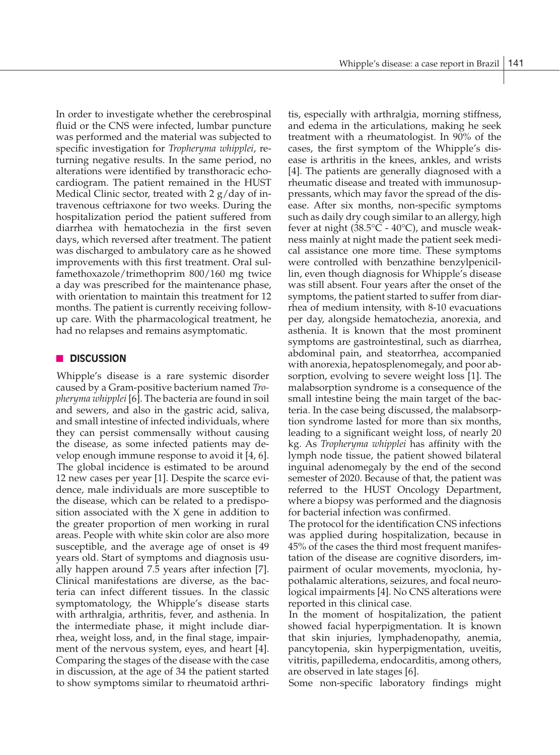In order to investigate whether the cerebrospinal fluid or the CNS were infected, lumbar puncture was performed and the material was subjected to specific investigation for *Tropheryma whipplei*, returning negative results. In the same period, no alterations were identified by transthoracic echocardiogram. The patient remained in the HUST Medical Clinic sector, treated with 2 g/day of intravenous ceftriaxone for two weeks. During the hospitalization period the patient suffered from diarrhea with hematochezia in the first seven days, which reversed after treatment. The patient was discharged to ambulatory care as he showed improvements with this first treatment. Oral sulfamethoxazole/trimethoprim 800/160 mg twice a day was prescribed for the maintenance phase, with orientation to maintain this treatment for 12 months. The patient is currently receiving follow-up care. With the pharmacological treatment, he had no relapses and remains asymptomatic.

## DISCUSSION

Whipple's disease is a rare systemic disorder caused by a Gram-positive bacterium named *Tropheryma whipplei* [6]. The bacteria are found in soil and sewers, and also in the gastric acid, saliva, and small intestine of infected individuals, where they can persist commensally without causing the disease, as some infected patients may develop enough immune response to avoid it [4, 6]. The global incidence is estimated to be around 12 new cases per year [1]. Despite the scarce evidence, male individuals are more susceptible to the disease, which can be related to a predisposition associated with the X gene in addition to the greater proportion of men working in rural areas. People with white skin color are also more susceptible, and the average age of onset is 49 years old. Start of symptoms and diagnosis usually happen around 7.5 years after infection [7]. Clinical manifestations are diverse, as the bacteria can infect different tissues. In the classic symptomatology, the Whipple's disease starts with arthralgia, arthritis, fever, and asthenia. In the intermediate phase, it might include diarrhea, weight loss, and, in the final stage, impairment of the nervous system, eyes, and heart [4]. Comparing the stages of the disease with the case in discussion, at the age of 34 the patient started to show symptoms similar to rheumatoid arthritis, especially with arthralgia, morning stiffness, and edema in the articulations, making he seek treatment with a rheumatologist. In 90% of the cases, the first symptom of the Whipple's disease is arthritis in the knees, ankles, and wrists [4]. The patients are generally diagnosed with a rheumatic disease and treated with immunosuppressants, which may favor the spread of the disease. After six months, non-specific symptoms such as daily dry cough similar to an allergy, high fever at night (38.5°C - 40°C), and muscle weakness mainly at night made the patient seek medical assistance one more time. These symptoms were controlled with benzathine benzylpenicillin, even though diagnosis for Whipple's disease was still absent. Four years after the onset of the symptoms, the patient started to suffer from diarrhea of medium intensity, with 8-10 evacuations per day, alongside hematochezia, anorexia, and asthenia. It is known that the most prominent symptoms are gastrointestinal, such as diarrhea, abdominal pain, and steatorrhea, accompanied with anorexia, hepatosplenomegaly, and poor absorption, evolving to severe weight loss [1]. The malabsorption syndrome is a consequence of the small intestine being the main target of the bacteria. In the case being discussed, the malabsorption syndrome lasted for more than six months, leading to a significant weight loss, of nearly 20 kg. As *Tropheryma whipplei* has affinity with the lymph node tissue, the patient showed bilateral inguinal adenomegaly by the end of the second semester of 2020. Because of that, the patient was referred to the HUST Oncology Department, where a biopsy was performed and the diagnosis for bacterial infection was confirmed.

The protocol for the identification CNS infections was applied during hospitalization, because in 45% of the cases the third most frequent manifestation of the disease are cognitive disorders, impairment of ocular movements, myoclonia, hypothalamic alterations, seizures, and focal neurological impairments [4]. No CNS alterations were reported in this clinical case.

In the moment of hospitalization, the patient showed facial hyperpigmentation. It is known that skin injuries, lymphadenopathy, anemia, pancytopenia, skin hyperpigmentation, uveitis, vitritis, papilledema, endocarditis, among others, are observed in late stages [6].

Some non-specific laboratory findings might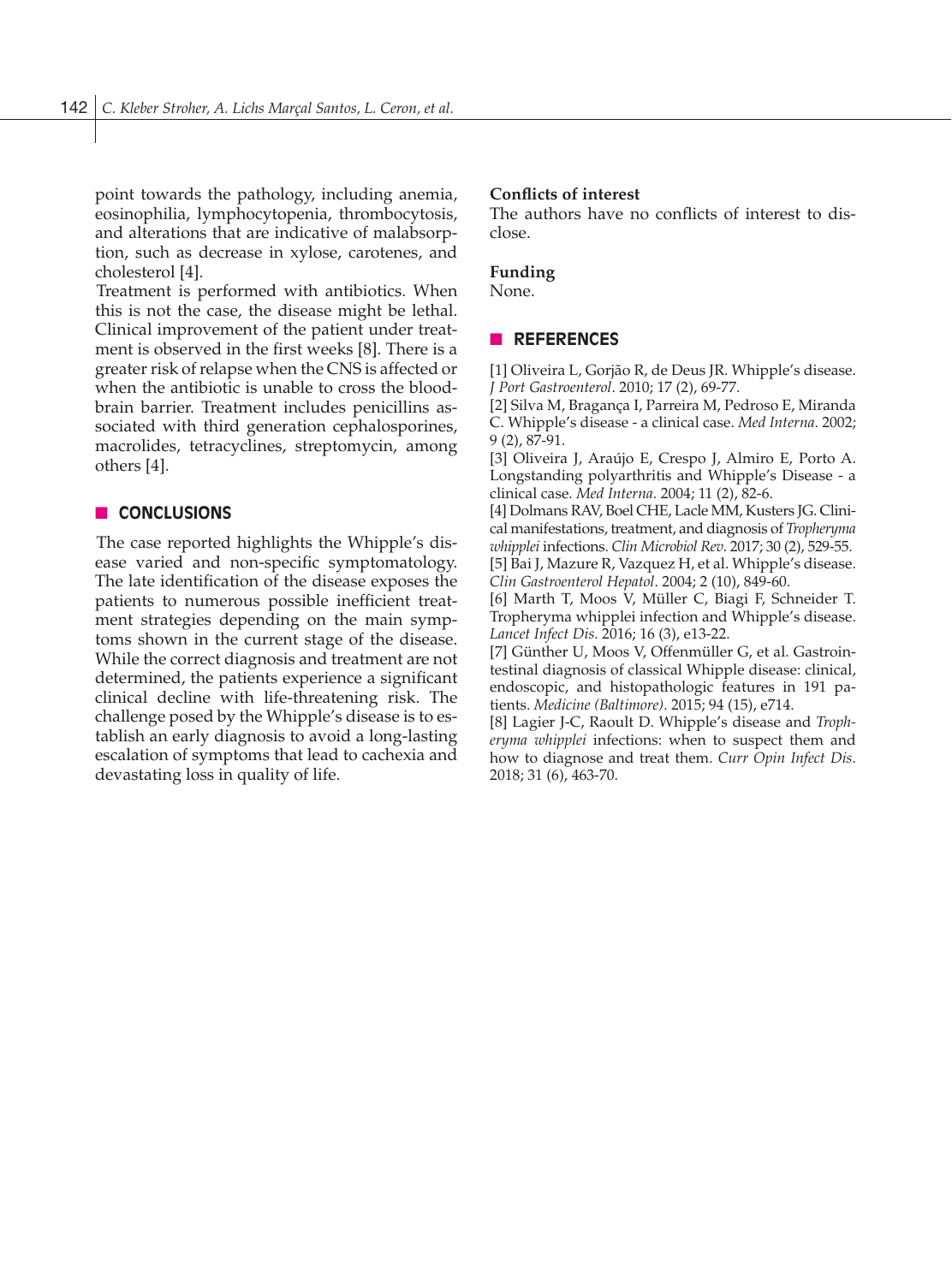point towards the pathology, including anemia, eosinophilia, lymphocytopenia, thrombocytosis, and alterations that are indicative of malabsorption, such as decrease in xylose, carotenes, and cholesterol [4].

Treatment is performed with antibiotics. When this is not the case, the disease might be lethal. Clinical improvement of the patient under treatment is observed in the first weeks [8]. There is a greater risk of relapse when the CNS is affected or when the antibiotic is unable to cross the blood-brain barrier. Treatment includes penicillins associated with third generation cephalosporines, macrolides, tetracyclines, streptomycin, among others [4].

## CONCLUSIONS

The case reported highlights the Whipple's disease varied and non-specific symptomatology. The late identification of the disease exposes the patients to numerous possible inefficient treatment strategies depending on the main symptoms shown in the current stage of the disease. While the correct diagnosis and treatment are not determined, the patients experience a significant clinical decline with life-threatening risk. The challenge posed by the Whipple's disease is to establish an early diagnosis to avoid a long-lasting escalation of symptoms that lead to cachexia and devastating loss in quality of life.

**Conflicts of interest**

The authors have no conflicts of interest to disclose.

**Funding**

None.

## REFERENCES

[1] Oliveira L, Gorjão R, de Deus JR. Whipple's disease. *J Port Gastroenterol*. 2010; 17 (2), 69-77.

[2] Silva M, Bragança I, Parreira M, Pedroso E, Miranda C. Whipple's disease - a clinical case. *Med Interna*. 2002; 9 (2), 87-91.

[3] Oliveira J, Araújo E, Crespo J, Almiro E, Porto A. Longstanding polyarthritis and Whipple's Disease - a clinical case. *Med Interna*. 2004; 11 (2), 82-6.

[4] Dolmans RAV, Boel CHE, Lacle MM, Kusters JG. Clinical manifestations, treatment, and diagnosis of *Tropheryma whipplei* infections. *Clin Microbiol Rev*. 2017; 30 (2), 529-55.

[5] Bai J, Mazure R, Vazquez H, et al. Whipple's disease. *Clin Gastroenterol Hepatol*. 2004; 2 (10), 849-60.

[6] Marth T, Moos V, Müller C, Biagi F, Schneider T. Tropheryma whipplei infection and Whipple's disease. *Lancet Infect Dis*. 2016; 16 (3), e13-22.

[7] Günther U, Moos V, Offenmüller G, et al. Gastrointestinal diagnosis of classical Whipple disease: clinical, endoscopic, and histopathologic features in 191 patients. *Medicine (Baltimore)*. 2015; 94 (15), e714.

[8] Lagier J-C, Raoult D. Whipple's disease and *Tropheryma whipplei* infections: when to suspect them and how to diagnose and treat them. *Curr Opin Infect Dis*. 2018; 31 (6), 463-70.